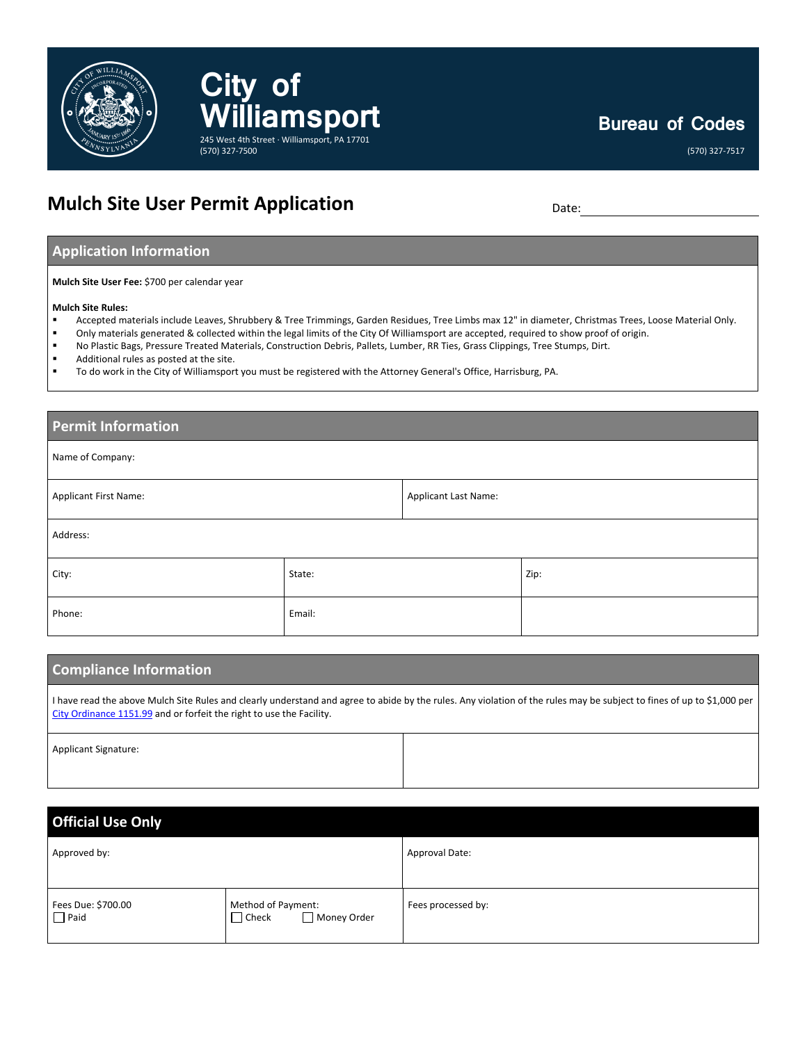# City of Williamsport

245 West 4th Street · Williamsport, PA 17701
(570) 327-7500

## Bureau of Codes

(570) 327-7517

# Mulch Site User Permit Application

Date: ____________________

## Application Information

**Mulch Site User Fee:** $700 per calendar year

**Mulch Site Rules:**

- Accepted materials include Leaves, Shrubbery & Tree Trimmings, Garden Residues, Tree Limbs max 12" in diameter, Christmas Trees, Loose Material Only.
- Only materials generated & collected within the legal limits of the City Of Williamsport are accepted, required to show proof of origin.
- No Plastic Bags, Pressure Treated Materials, Construction Debris, Pallets, Lumber, RR Ties, Grass Clippings, Tree Stumps, Dirt.
- Additional rules as posted at the site.
- To do work in the City of Williamsport you must be registered with the Attorney General's Office, Harrisburg, PA.

## Permit Information

| Name of Company: | | |
|---|---|---|
| Applicant First Name: | Applicant Last Name: | |
| Address: | | |
| City: | State: | Zip: |
| Phone: | Email: | |

## Compliance Information

I have read the above Mulch Site Rules and clearly understand and agree to abide by the rules. Any violation of the rules may be subject to fines of up to $1,000 per City Ordinance 1151.99 and or forfeit the right to use the Facility.

| Applicant Signature: | |
|---|---|

## Official Use Only

| Approved by: | | Approval Date: |
|---|---|---|
| Fees Due: $700.00<br>☐ Paid | Method of Payment:<br>☐ Check ☐ Money Order | Fees processed by: |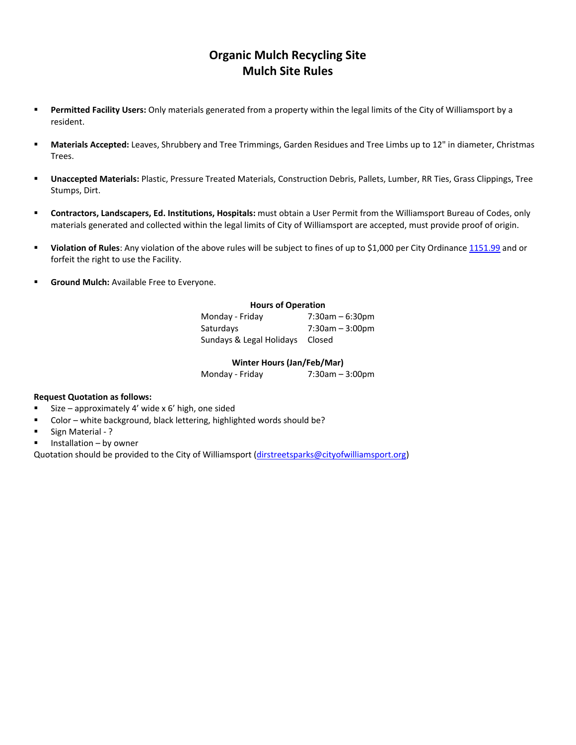# Organic Mulch Recycling Site
# Mulch Site Rules

- **Permitted Facility Users:** Only materials generated from a property within the legal limits of the City of Williamsport by a resident.
- **Materials Accepted:** Leaves, Shrubbery and Tree Trimmings, Garden Residues and Tree Limbs up to 12" in diameter, Christmas Trees.
- **Unaccepted Materials:** Plastic, Pressure Treated Materials, Construction Debris, Pallets, Lumber, RR Ties, Grass Clippings, Tree Stumps, Dirt.
- **Contractors, Landscapers, Ed. Institutions, Hospitals:** must obtain a User Permit from the Williamsport Bureau of Codes, only materials generated and collected within the legal limits of City of Williamsport are accepted, must provide proof of origin.
- **Violation of Rules**: Any violation of the above rules will be subject to fines of up to $1,000 per City Ordinance [1151.99] and or forfeit the right to use the Facility.
- **Ground Mulch:** Available Free to Everyone.

**Hours of Operation**

| | |
|---|---|
| Monday - Friday | 7:30am – 6:30pm |
| Saturdays | 7:30am – 3:00pm |
| Sundays & Legal Holidays | Closed |

**Winter Hours (Jan/Feb/Mar)**

| | |
|---|---|
| Monday - Friday | 7:30am – 3:00pm |

**Request Quotation as follows:**

- Size – approximately 4' wide x 6' high, one sided
- Color – white background, black lettering, highlighted words should be?
- Sign Material - ?
- Installation – by owner

Quotation should be provided to the City of Williamsport (dirstreetsparks@cityofwilliamsport.org)